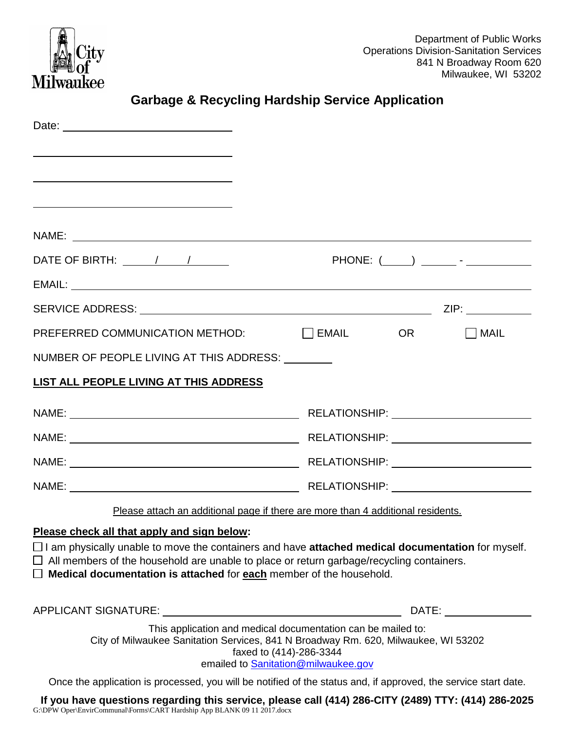City of Milwaukee

Department of Public Works
Operations Division-Sanitation Services
841 N Broadway Room 620
Milwaukee, WI 53202

# Garbage & Recycling Hardship Service Application

Date: ______________________

______________________

______________________

______________________

NAME: ______________________________________________

DATE OF BIRTH: ____/____/______ PHONE: (____) ______ - ________

EMAIL: ______________________________________________

SERVICE ADDRESS: ______________________________ ZIP: ________

PREFERRED COMMUNICATION METHOD: ☐ EMAIL OR ☐ MAIL

NUMBER OF PEOPLE LIVING AT THIS ADDRESS: ________

**LIST ALL PEOPLE LIVING AT THIS ADDRESS**

NAME: ______________________ RELATIONSHIP: ______________

NAME: ______________________ RELATIONSHIP: ______________

NAME: ______________________ RELATIONSHIP: ______________

NAME: ______________________ RELATIONSHIP: ______________

Please attach an additional page if there are more than 4 additional residents.

**Please check all that apply and sign below:**

☐ I am physically unable to move the containers and have **attached medical documentation** for myself.
☐ All members of the household are unable to place or return garbage/recycling containers.
☐ **Medical documentation is attached** for **each** member of the household.

APPLICANT SIGNATURE: ______________________ DATE: __________

This application and medical documentation can be mailed to:
City of Milwaukee Sanitation Services, 841 N Broadway Rm. 620, Milwaukee, WI 53202
faxed to (414)-286-3344
emailed to Sanitation@milwaukee.gov

Once the application is processed, you will be notified of the status and, if approved, the service start date.

**If you have questions regarding this service, please call (414) 286-CITY (2489) TTY: (414) 286-2025**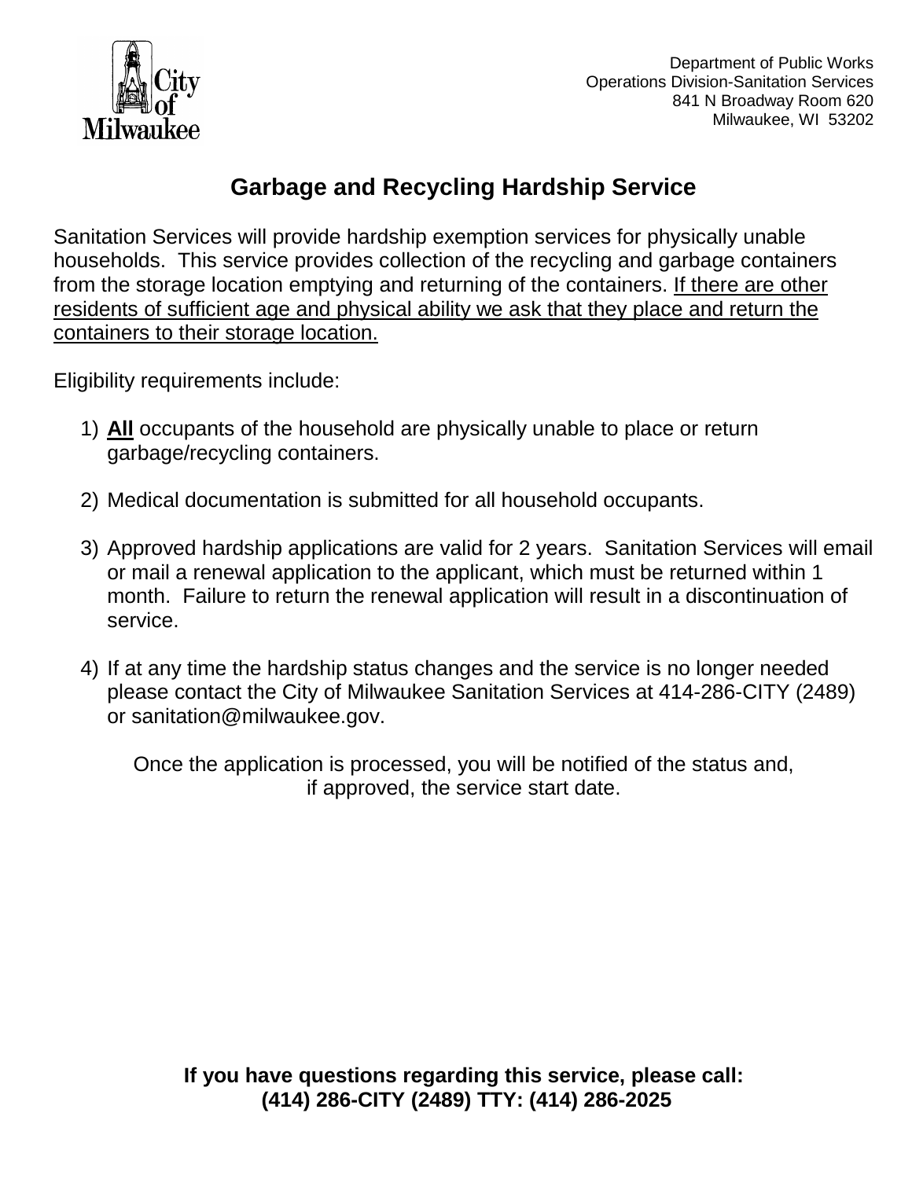Department of Public Works
Operations Division-Sanitation Services
841 N Broadway Room 620
Milwaukee, WI 53202

## Garbage and Recycling Hardship Service

Sanitation Services will provide hardship exemption services for physically unable households. This service provides collection of the recycling and garbage containers from the storage location emptying and returning of the containers. <u>If there are other residents of sufficient age and physical ability we ask that they place and return the containers to their storage location.</u>

Eligibility requirements include:

1) **<u>All</u>** occupants of the household are physically unable to place or return garbage/recycling containers.

2) Medical documentation is submitted for all household occupants.

3) Approved hardship applications are valid for 2 years. Sanitation Services will email or mail a renewal application to the applicant, which must be returned within 1 month. Failure to return the renewal application will result in a discontinuation of service.

4) If at any time the hardship status changes and the service is no longer needed please contact the City of Milwaukee Sanitation Services at 414-286-CITY (2489) or sanitation@milwaukee.gov.

Once the application is processed, you will be notified of the status and, if approved, the service start date.

**If you have questions regarding this service, please call:**
**(414) 286-CITY (2489) TTY: (414) 286-2025**